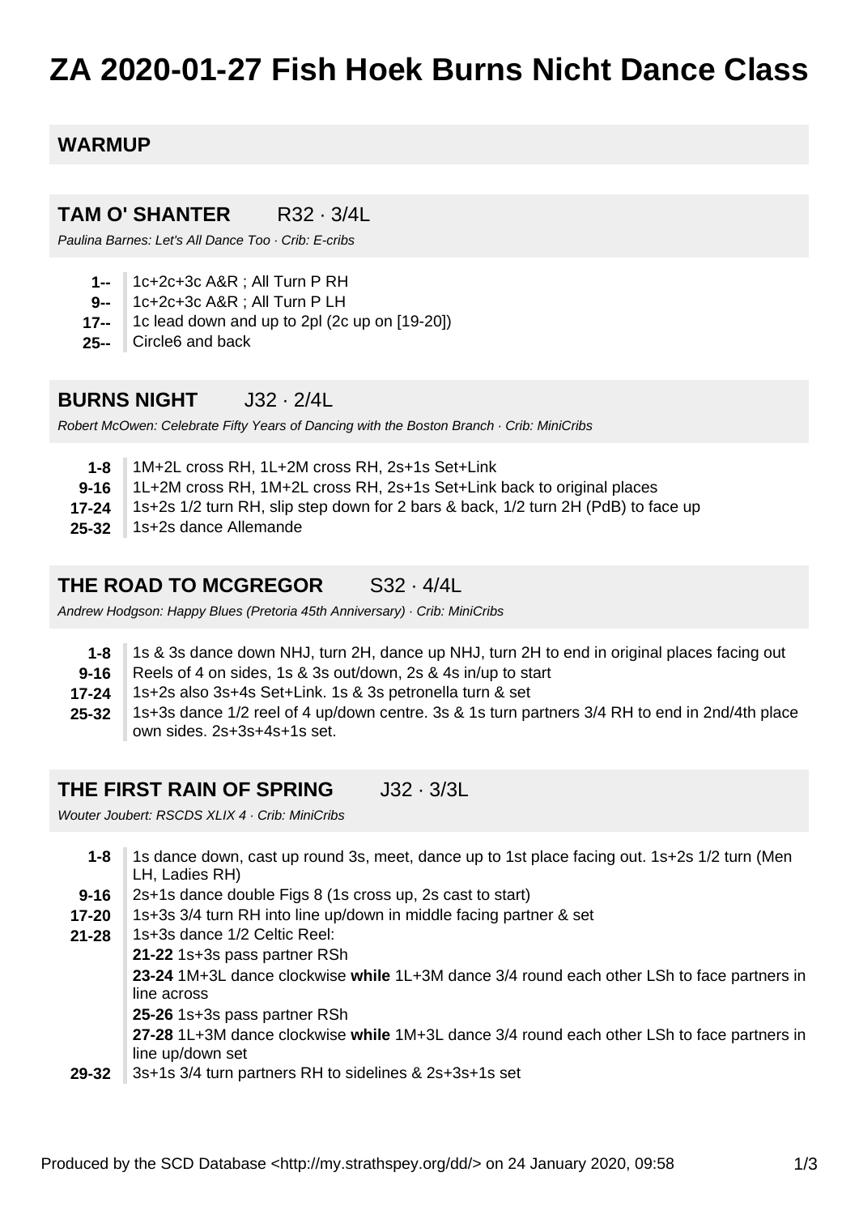# ZA 2020-01-27 Fish Hoek Burns Nicht Dance Class

## WARMUP

## TAM O' SHANTER R32 · 3/4L

*Paulina Barnes: Let's All Dance Too · Crib: E-cribs*

- **1--** 1c+2c+3c A&R ; All Turn P RH
- **9--** 1c+2c+3c A&R ; All Turn P LH
- **17--** 1c lead down and up to 2pl (2c up on [19-20])
- **25--** Circle6 and back

## BURNS NIGHT J32 · 2/4L

*Robert McOwen: Celebrate Fifty Years of Dancing with the Boston Branch · Crib: MiniCribs*

- **1-8** 1M+2L cross RH, 1L+2M cross RH, 2s+1s Set+Link
- **9-16** 1L+2M cross RH, 1M+2L cross RH, 2s+1s Set+Link back to original places
- **17-24** 1s+2s 1/2 turn RH, slip step down for 2 bars & back, 1/2 turn 2H (PdB) to face up
- **25-32** 1s+2s dance Allemande

## THE ROAD TO MCGREGOR S32 · 4/4L

*Andrew Hodgson: Happy Blues (Pretoria 45th Anniversary) · Crib: MiniCribs*

- **1-8** 1s & 3s dance down NHJ, turn 2H, dance up NHJ, turn 2H to end in original places facing out
- **9-16** Reels of 4 on sides, 1s & 3s out/down, 2s & 4s in/up to start
- **17-24** 1s+2s also 3s+4s Set+Link. 1s & 3s petronella turn & set
- **25-32** 1s+3s dance 1/2 reel of 4 up/down centre. 3s & 1s turn partners 3/4 RH to end in 2nd/4th place own sides. 2s+3s+4s+1s set.

## THE FIRST RAIN OF SPRING J32 · 3/3L

*Wouter Joubert: RSCDS XLIX 4 · Crib: MiniCribs*

- **1-8** 1s dance down, cast up round 3s, meet, dance up to 1st place facing out. 1s+2s 1/2 turn (Men LH, Ladies RH)
- **9-16** 2s+1s dance double Figs 8 (1s cross up, 2s cast to start)
- **17-20** 1s+3s 3/4 turn RH into line up/down in middle facing partner & set
- **21-28** 1s+3s dance 1/2 Celtic Reel:
  - **21-22** 1s+3s pass partner RSh
  - **23-24** 1M+3L dance clockwise **while** 1L+3M dance 3/4 round each other LSh to face partners in line across
  - **25-26** 1s+3s pass partner RSh
  - **27-28** 1L+3M dance clockwise **while** 1M+3L dance 3/4 round each other LSh to face partners in line up/down set
- **29-32** 3s+1s 3/4 turn partners RH to sidelines & 2s+3s+1s set

Produced by the SCD Database <http://my.strathspey.org/dd/> on 24 January 2020, 09:58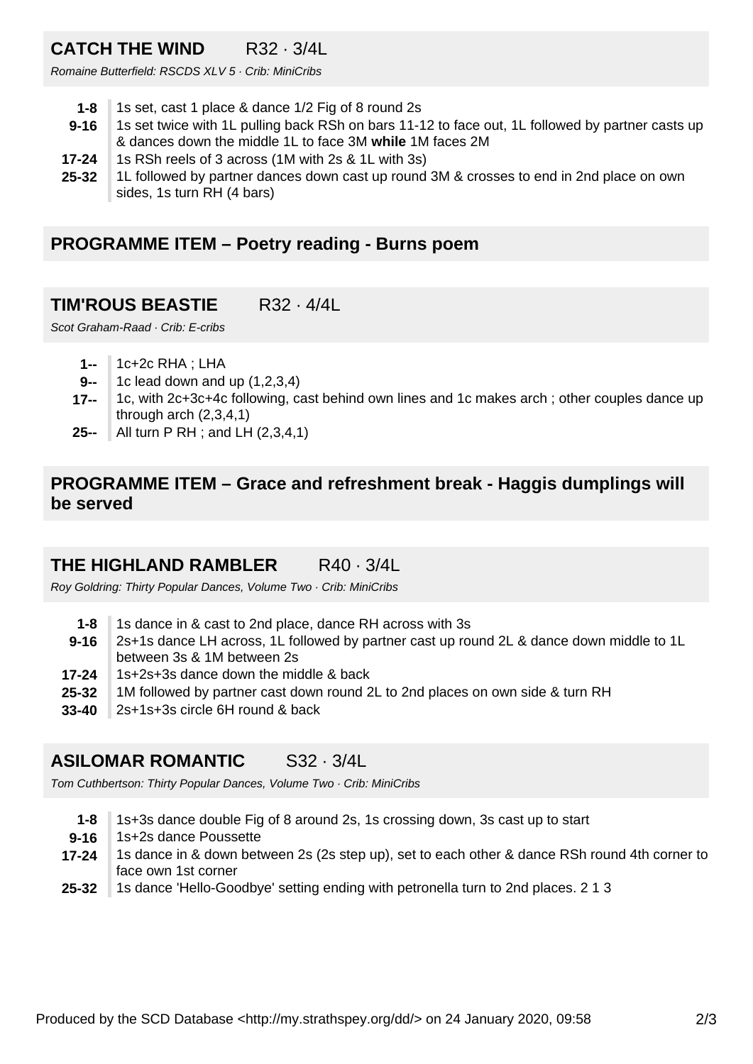## CATCH THE WIND R32 · 3/4L

*Romaine Butterfield: RSCDS XLV 5 · Crib: MiniCribs*

| | |
|---|---|
| **1-8** | 1s set, cast 1 place & dance 1/2 Fig of 8 round 2s |
| **9-16** | 1s set twice with 1L pulling back RSh on bars 11-12 to face out, 1L followed by partner casts up & dances down the middle 1L to face 3M **while** 1M faces 2M |
| **17-24** | 1s RSh reels of 3 across (1M with 2s & 1L with 3s) |
| **25-32** | 1L followed by partner dances down cast up round 3M & crosses to end in 2nd place on own sides, 1s turn RH (4 bars) |

## PROGRAMME ITEM – Poetry reading - Burns poem

## TIM'ROUS BEASTIE R32 · 4/4L

*Scot Graham-Raad · Crib: E-cribs*

| | |
|---|---|
| **1--** | 1c+2c RHA ; LHA |
| **9--** | 1c lead down and up (1,2,3,4) |
| **17--** | 1c, with 2c+3c+4c following, cast behind own lines and 1c makes arch ; other couples dance up through arch (2,3,4,1) |
| **25--** | All turn P RH ; and LH (2,3,4,1) |

## PROGRAMME ITEM – Grace and refreshment break - Haggis dumplings will be served

## THE HIGHLAND RAMBLER R40 · 3/4L

*Roy Goldring: Thirty Popular Dances, Volume Two · Crib: MiniCribs*

| | |
|---|---|
| **1-8** | 1s dance in & cast to 2nd place, dance RH across with 3s |
| **9-16** | 2s+1s dance LH across, 1L followed by partner cast up round 2L & dance down middle to 1L between 3s & 1M between 2s |
| **17-24** | 1s+2s+3s dance down the middle & back |
| **25-32** | 1M followed by partner cast down round 2L to 2nd places on own side & turn RH |
| **33-40** | 2s+1s+3s circle 6H round & back |

## ASILOMAR ROMANTIC S32 · 3/4L

*Tom Cuthbertson: Thirty Popular Dances, Volume Two · Crib: MiniCribs*

| | |
|---|---|
| **1-8** | 1s+3s dance double Fig of 8 around 2s, 1s crossing down, 3s cast up to start |
| **9-16** | 1s+2s dance Poussette |
| **17-24** | 1s dance in & down between 2s (2s step up), set to each other & dance RSh round 4th corner to face own 1st corner |
| **25-32** | 1s dance 'Hello-Goodbye' setting ending with petronella turn to 2nd places. 2 1 3 |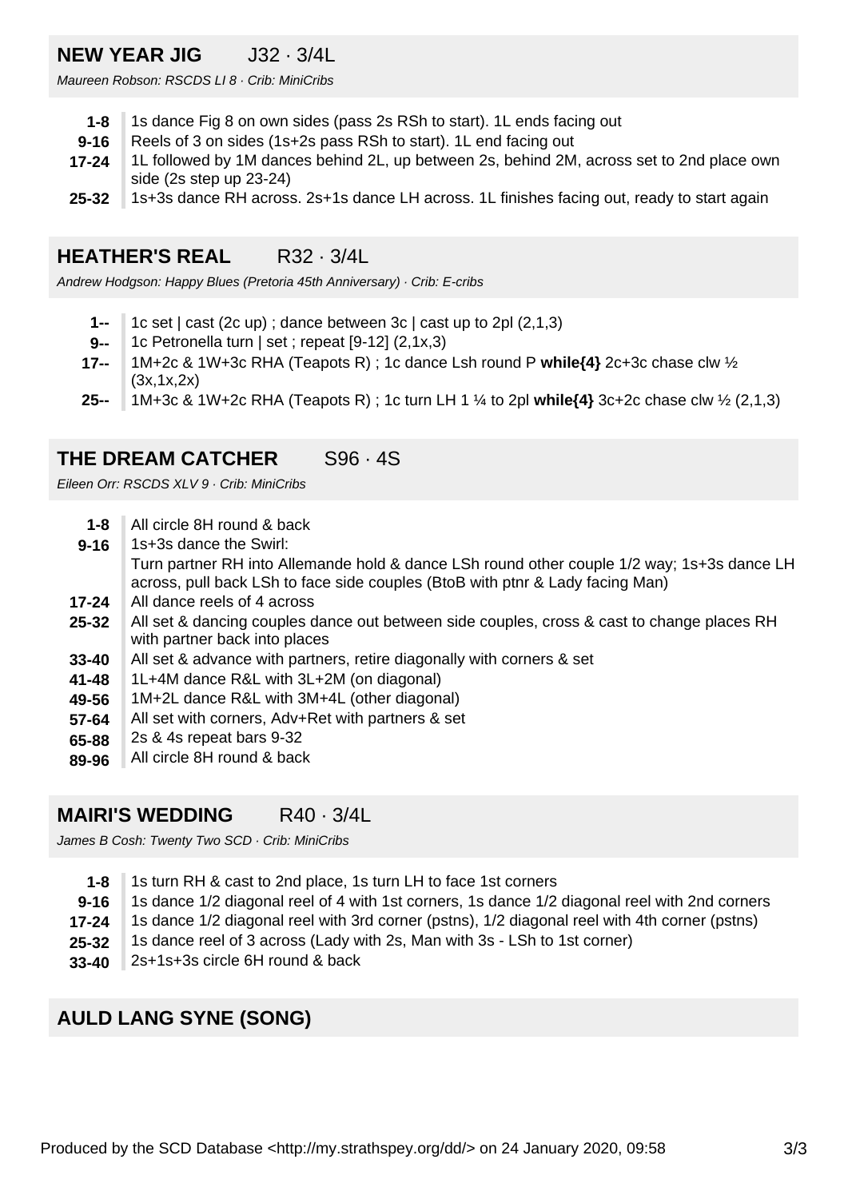## NEW YEAR JIG J32 · 3/4L

*Maureen Robson: RSCDS LI 8 · Crib: MiniCribs*

| | |
|---|---|
| **1-8** | 1s dance Fig 8 on own sides (pass 2s RSh to start). 1L ends facing out |
| **9-16** | Reels of 3 on sides (1s+2s pass RSh to start). 1L end facing out |
| **17-24** | 1L followed by 1M dances behind 2L, up between 2s, behind 2M, across set to 2nd place own side (2s step up 23-24) |
| **25-32** | 1s+3s dance RH across. 2s+1s dance LH across. 1L finishes facing out, ready to start again |

## HEATHER'S REAL R32 · 3/4L

*Andrew Hodgson: Happy Blues (Pretoria 45th Anniversary) · Crib: E-cribs*

| | |
|---|---|
| **1--** | 1c set \| cast (2c up) ; dance between 3c \| cast up to 2pl (2,1,3) |
| **9--** | 1c Petronella turn \| set ; repeat [9-12] (2,1x,3) |
| **17--** | 1M+2c & 1W+3c RHA (Teapots R) ; 1c dance Lsh round P **while{4}** 2c+3c chase clw ½ (3x,1x,2x) |
| **25--** | 1M+3c & 1W+2c RHA (Teapots R) ; 1c turn LH 1 ¼ to 2pl **while{4}** 3c+2c chase clw ½ (2,1,3) |

## THE DREAM CATCHER S96 · 4S

*Eileen Orr: RSCDS XLV 9 · Crib: MiniCribs*

| | |
|---|---|
| **1-8** | All circle 8H round & back |
| **9-16** | 1s+3s dance the Swirl: Turn partner RH into Allemande hold & dance LSh round other couple 1/2 way; 1s+3s dance LH across, pull back LSh to face side couples (BtoB with ptnr & Lady facing Man) |
| **17-24** | All dance reels of 4 across |
| **25-32** | All set & dancing couples dance out between side couples, cross & cast to change places RH with partner back into places |
| **33-40** | All set & advance with partners, retire diagonally with corners & set |
| **41-48** | 1L+4M dance R&L with 3L+2M (on diagonal) |
| **49-56** | 1M+2L dance R&L with 3M+4L (other diagonal) |
| **57-64** | All set with corners, Adv+Ret with partners & set |
| **65-88** | 2s & 4s repeat bars 9-32 |
| **89-96** | All circle 8H round & back |

## MAIRI'S WEDDING R40 · 3/4L

*James B Cosh: Twenty Two SCD · Crib: MiniCribs*

| | |
|---|---|
| **1-8** | 1s turn RH & cast to 2nd place, 1s turn LH to face 1st corners |
| **9-16** | 1s dance 1/2 diagonal reel of 4 with 1st corners, 1s dance 1/2 diagonal reel with 2nd corners |
| **17-24** | 1s dance 1/2 diagonal reel with 3rd corner (pstns), 1/2 diagonal reel with 4th corner (pstns) |
| **25-32** | 1s dance reel of 3 across (Lady with 2s, Man with 3s - LSh to 1st corner) |
| **33-40** | 2s+1s+3s circle 6H round & back |

## AULD LANG SYNE (SONG)

Produced by the SCD Database <http://my.strathspey.org/dd/> on 24 January 2020, 09:58